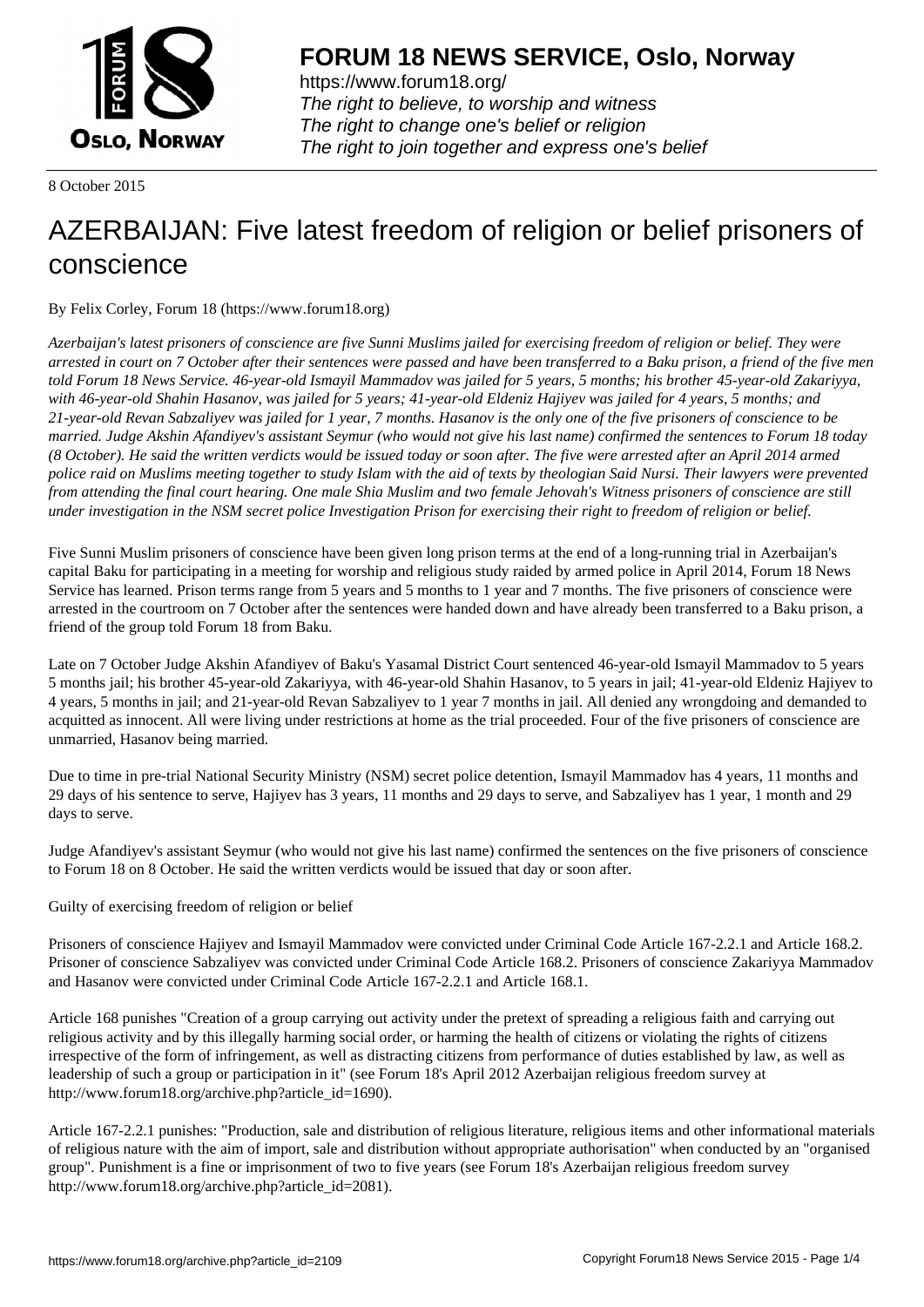# FORUM 18 NEWS SERVICE, Oslo, Norway

https://www.forum18.org/
*The right to believe, to worship and witness*
*The right to change one's belief or religion*
*The right to join together and express one's belief*

8 October 2015

# AZERBAIJAN: Five latest freedom of religion or belief prisoners of conscience

By Felix Corley, Forum 18 (https://www.forum18.org)

*Azerbaijan's latest prisoners of conscience are five Sunni Muslims jailed for exercising freedom of religion or belief. They were arrested in court on 7 October after their sentences were passed and have been transferred to a Baku prison, a friend of the five men told Forum 18 News Service. 46-year-old Ismayil Mammadov was jailed for 5 years, 5 months; his brother 45-year-old Zakariyya, with 46-year-old Shahin Hasanov, was jailed for 5 years; 41-year-old Eldeniz Hajiyev was jailed for 4 years, 5 months; and 21-year-old Revan Sabzaliyev was jailed for 1 year, 7 months. Hasanov is the only one of the five prisoners of conscience to be married. Judge Akshin Afandiyev's assistant Seymur (who would not give his last name) confirmed the sentences to Forum 18 today (8 October). He said the written verdicts would be issued today or soon after. The five were arrested after an April 2014 armed police raid on Muslims meeting together to study Islam with the aid of texts by theologian Said Nursi. Their lawyers were prevented from attending the final court hearing. One male Shia Muslim and two female Jehovah's Witness prisoners of conscience are still under investigation in the NSM secret police Investigation Prison for exercising their right to freedom of religion or belief.*

Five Sunni Muslim prisoners of conscience have been given long prison terms at the end of a long-running trial in Azerbaijan's capital Baku for participating in a meeting for worship and religious study raided by armed police in April 2014, Forum 18 News Service has learned. Prison terms range from 5 years and 5 months to 1 year and 7 months. The five prisoners of conscience were arrested in the courtroom on 7 October after the sentences were handed down and have already been transferred to a Baku prison, a friend of the group told Forum 18 from Baku.

Late on 7 October Judge Akshin Afandiyev of Baku's Yasamal District Court sentenced 46-year-old Ismayil Mammadov to 5 years 5 months jail; his brother 45-year-old Zakariyya, with 46-year-old Shahin Hasanov, to 5 years in jail; 41-year-old Eldeniz Hajiyev to 4 years, 5 months in jail; and 21-year-old Revan Sabzaliyev to 1 year 7 months in jail. All denied any wrongdoing and demanded to acquitted as innocent. All were living under restrictions at home as the trial proceeded. Four of the five prisoners of conscience are unmarried, Hasanov being married.

Due to time in pre-trial National Security Ministry (NSM) secret police detention, Ismayil Mammadov has 4 years, 11 months and 29 days of his sentence to serve, Hajiyev has 3 years, 11 months and 29 days to serve, and Sabzaliyev has 1 year, 1 month and 29 days to serve.

Judge Afandiyev's assistant Seymur (who would not give his last name) confirmed the sentences on the five prisoners of conscience to Forum 18 on 8 October. He said the written verdicts would be issued that day or soon after.

Guilty of exercising freedom of religion or belief

Prisoners of conscience Hajiyev and Ismayil Mammadov were convicted under Criminal Code Article 167-2.2.1 and Article 168.2. Prisoner of conscience Sabzaliyev was convicted under Criminal Code Article 168.2. Prisoners of conscience Zakariyya Mammadov and Hasanov were convicted under Criminal Code Article 167-2.2.1 and Article 168.1.

Article 168 punishes "Creation of a group carrying out activity under the pretext of spreading a religious faith and carrying out religious activity and by this illegally harming social order, or harming the health of citizens or violating the rights of citizens irrespective of the form of infringement, as well as distracting citizens from performance of duties established by law, as well as leadership of such a group or participation in it" (see Forum 18's April 2012 Azerbaijan religious freedom survey at http://www.forum18.org/archive.php?article_id=1690).

Article 167-2.2.1 punishes: "Production, sale and distribution of religious literature, religious items and other informational materials of religious nature with the aim of import, sale and distribution without appropriate authorisation" when conducted by an "organised group". Punishment is a fine or imprisonment of two to five years (see Forum 18's Azerbaijan religious freedom survey http://www.forum18.org/archive.php?article_id=2081).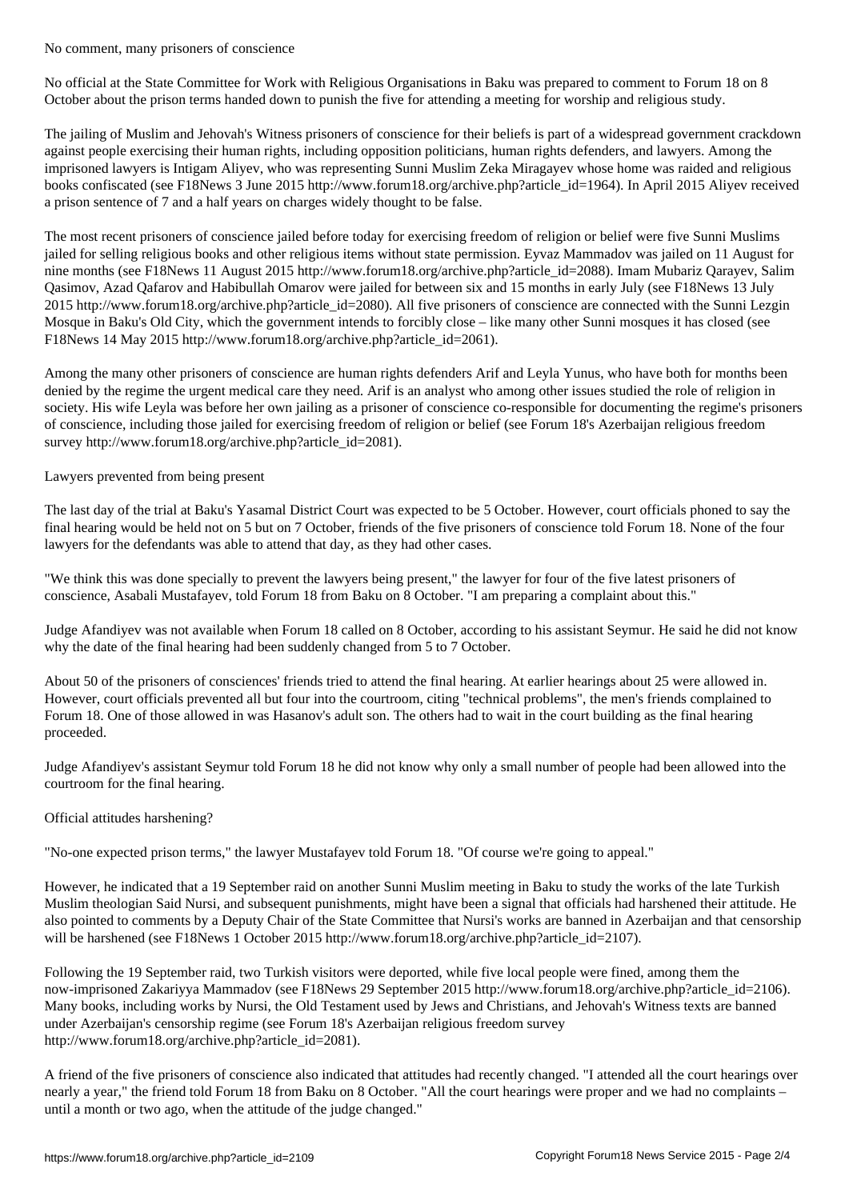No comment, many prisoners of conscience

No official at the State Committee for Work with Religious Organisations in Baku was prepared to comment to Forum 18 on 8 October about the prison terms handed down to punish the five for attending a meeting for worship and religious study.

The jailing of Muslim and Jehovah's Witness prisoners of conscience for their beliefs is part of a widespread government crackdown against people exercising their human rights, including opposition politicians, human rights defenders, and lawyers. Among the imprisoned lawyers is Intigam Aliyev, who was representing Sunni Muslim Zeka Miragayev whose home was raided and religious books confiscated (see F18News 3 June 2015 http://www.forum18.org/archive.php?article_id=1964). In April 2015 Aliyev received a prison sentence of 7 and a half years on charges widely thought to be false.

The most recent prisoners of conscience jailed before today for exercising freedom of religion or belief were five Sunni Muslims jailed for selling religious books and other religious items without state permission. Eyvaz Mammadov was jailed on 11 August for nine months (see F18News 11 August 2015 http://www.forum18.org/archive.php?article_id=2088). Imam Mubariz Qarayev, Salim Qasimov, Azad Qafarov and Habibullah Omarov were jailed for between six and 15 months in early July (see F18News 13 July 2015 http://www.forum18.org/archive.php?article_id=2080). All five prisoners of conscience are connected with the Sunni Lezgin Mosque in Baku's Old City, which the government intends to forcibly close – like many other Sunni mosques it has closed (see F18News 14 May 2015 http://www.forum18.org/archive.php?article_id=2061).

Among the many other prisoners of conscience are human rights defenders Arif and Leyla Yunus, who have both for months been denied by the regime the urgent medical care they need. Arif is an analyst who among other issues studied the role of religion in society. His wife Leyla was before her own jailing as a prisoner of conscience co-responsible for documenting the regime's prisoners of conscience, including those jailed for exercising freedom of religion or belief (see Forum 18's Azerbaijan religious freedom survey http://www.forum18.org/archive.php?article_id=2081).

Lawyers prevented from being present

The last day of the trial at Baku's Yasamal District Court was expected to be 5 October. However, court officials phoned to say the final hearing would be held not on 5 but on 7 October, friends of the five prisoners of conscience told Forum 18. None of the four lawyers for the defendants was able to attend that day, as they had other cases.

"We think this was done specially to prevent the lawyers being present," the lawyer for four of the five latest prisoners of conscience, Asabali Mustafayev, told Forum 18 from Baku on 8 October. "I am preparing a complaint about this."

Judge Afandiyev was not available when Forum 18 called on 8 October, according to his assistant Seymur. He said he did not know why the date of the final hearing had been suddenly changed from 5 to 7 October.

About 50 of the prisoners of consciences' friends tried to attend the final hearing. At earlier hearings about 25 were allowed in. However, court officials prevented all but four into the courtroom, citing "technical problems", the men's friends complained to Forum 18. One of those allowed in was Hasanov's adult son. The others had to wait in the court building as the final hearing proceeded.

Judge Afandiyev's assistant Seymur told Forum 18 he did not know why only a small number of people had been allowed into the courtroom for the final hearing.

Official attitudes harshening?

"No-one expected prison terms," the lawyer Mustafayev told Forum 18. "Of course we're going to appeal."

However, he indicated that a 19 September raid on another Sunni Muslim meeting in Baku to study the works of the late Turkish Muslim theologian Said Nursi, and subsequent punishments, might have been a signal that officials had harshened their attitude. He also pointed to comments by a Deputy Chair of the State Committee that Nursi's works are banned in Azerbaijan and that censorship will be harshened (see F18News 1 October 2015 http://www.forum18.org/archive.php?article_id=2107).

Following the 19 September raid, two Turkish visitors were deported, while five local people were fined, among them the now-imprisoned Zakariyya Mammadov (see F18News 29 September 2015 http://www.forum18.org/archive.php?article_id=2106). Many books, including works by Nursi, the Old Testament used by Jews and Christians, and Jehovah's Witness texts are banned under Azerbaijan's censorship regime (see Forum 18's Azerbaijan religious freedom survey http://www.forum18.org/archive.php?article_id=2081).

A friend of the five prisoners of conscience also indicated that attitudes had recently changed. "I attended all the court hearings over nearly a year," the friend told Forum 18 from Baku on 8 October. "All the court hearings were proper and we had no complaints – until a month or two ago, when the attitude of the judge changed."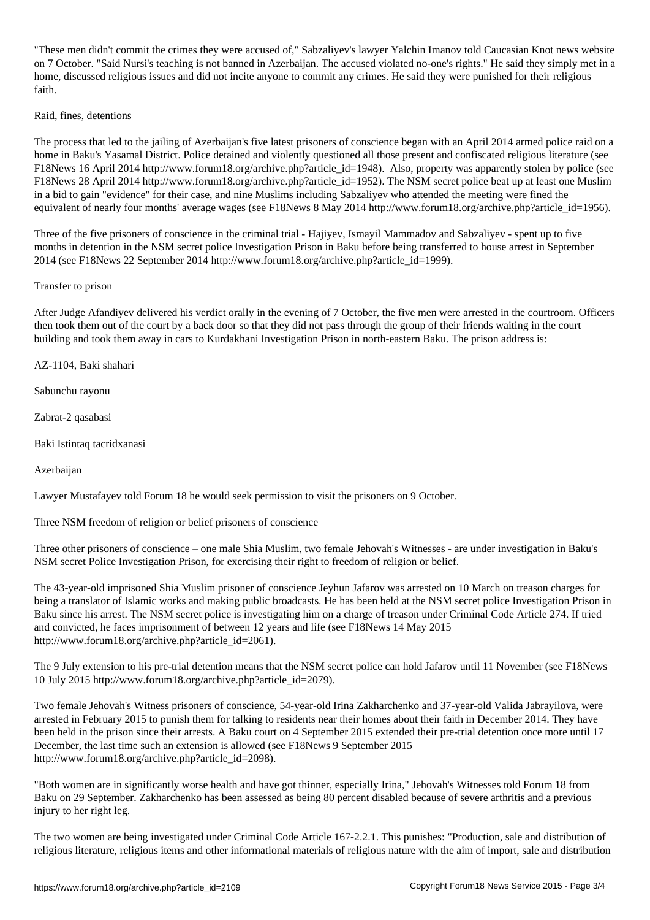"These men didn't commit the crimes they were accused of," Sabzaliyev's lawyer Yalchin Imanov told Caucasian Knot news website on 7 October. "Said Nursi's teaching is not banned in Azerbaijan. The accused violated no-one's rights." He said they simply met in a home, discussed religious issues and did not incite anyone to commit any crimes. He said they were punished for their religious faith.

## Raid, fines, detentions

The process that led to the jailing of Azerbaijan's five latest prisoners of conscience began with an April 2014 armed police raid on a home in Baku's Yasamal District. Police detained and violently questioned all those present and confiscated religious literature (see F18News 16 April 2014 http://www.forum18.org/archive.php?article_id=1948). Also, property was apparently stolen by police (see F18News 28 April 2014 http://www.forum18.org/archive.php?article_id=1952). The NSM secret police beat up at least one Muslim in a bid to gain "evidence" for their case, and nine Muslims including Sabzaliyev who attended the meeting were fined the equivalent of nearly four months' average wages (see F18News 8 May 2014 http://www.forum18.org/archive.php?article_id=1956).

Three of the five prisoners of conscience in the criminal trial - Hajiyev, Ismayil Mammadov and Sabzaliyev - spent up to five months in detention in the NSM secret police Investigation Prison in Baku before being transferred to house arrest in September 2014 (see F18News 22 September 2014 http://www.forum18.org/archive.php?article_id=1999).

## Transfer to prison

After Judge Afandiyev delivered his verdict orally in the evening of 7 October, the five men were arrested in the courtroom. Officers then took them out of the court by a back door so that they did not pass through the group of their friends waiting in the court building and took them away in cars to Kurdakhani Investigation Prison in north-eastern Baku. The prison address is:

AZ-1104, Baki shahari

Sabunchu rayonu

Zabrat-2 qasabasi

Baki Istintaq tacridxanasi

Azerbaijan

Lawyer Mustafayev told Forum 18 he would seek permission to visit the prisoners on 9 October.

## Three NSM freedom of religion or belief prisoners of conscience

Three other prisoners of conscience – one male Shia Muslim, two female Jehovah's Witnesses - are under investigation in Baku's NSM secret Police Investigation Prison, for exercising their right to freedom of religion or belief.

The 43-year-old imprisoned Shia Muslim prisoner of conscience Jeyhun Jafarov was arrested on 10 March on treason charges for being a translator of Islamic works and making public broadcasts. He has been held at the NSM secret police Investigation Prison in Baku since his arrest. The NSM secret police is investigating him on a charge of treason under Criminal Code Article 274. If tried and convicted, he faces imprisonment of between 12 years and life (see F18News 14 May 2015 http://www.forum18.org/archive.php?article_id=2061).

The 9 July extension to his pre-trial detention means that the NSM secret police can hold Jafarov until 11 November (see F18News 10 July 2015 http://www.forum18.org/archive.php?article_id=2079).

Two female Jehovah's Witness prisoners of conscience, 54-year-old Irina Zakharchenko and 37-year-old Valida Jabrayilova, were arrested in February 2015 to punish them for talking to residents near their homes about their faith in December 2014. They have been held in the prison since their arrests. A Baku court on 4 September 2015 extended their pre-trial detention once more until 17 December, the last time such an extension is allowed (see F18News 9 September 2015 http://www.forum18.org/archive.php?article_id=2098).

"Both women are in significantly worse health and have got thinner, especially Irina," Jehovah's Witnesses told Forum 18 from Baku on 29 September. Zakharchenko has been assessed as being 80 percent disabled because of severe arthritis and a previous injury to her right leg.

The two women are being investigated under Criminal Code Article 167-2.2.1. This punishes: "Production, sale and distribution of religious literature, religious items and other informational materials of religious nature with the aim of import, sale and distribution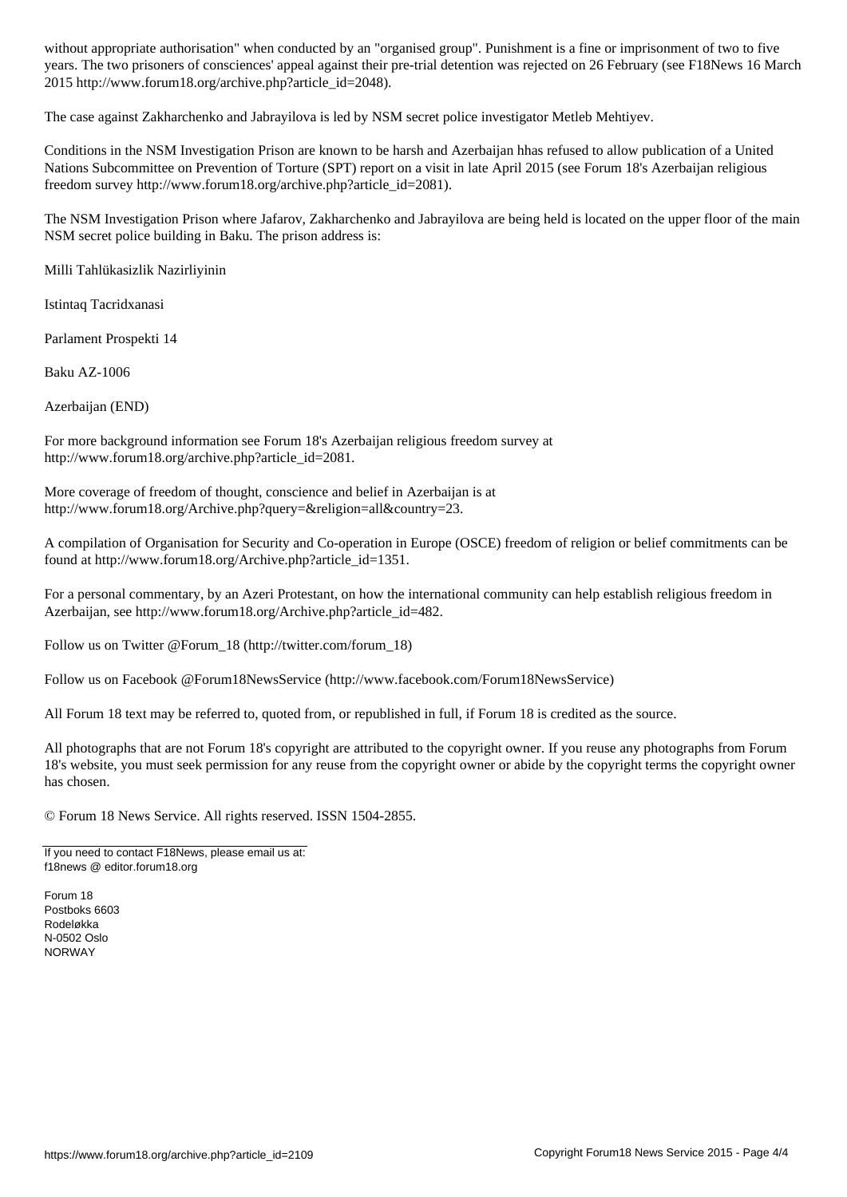without appropriate authorisation" when conducted by an "organised group". Punishment is a fine or imprisonment of two to five years. The two prisoners of consciences' appeal against their pre-trial detention was rejected on 26 February (see F18News 16 March 2015 http://www.forum18.org/archive.php?article_id=2048).

The case against Zakharchenko and Jabrayilova is led by NSM secret police investigator Metleb Mehtiyev.

Conditions in the NSM Investigation Prison are known to be harsh and Azerbaijan hhas refused to allow publication of a United Nations Subcommittee on Prevention of Torture (SPT) report on a visit in late April 2015 (see Forum 18's Azerbaijan religious freedom survey http://www.forum18.org/archive.php?article_id=2081).

The NSM Investigation Prison where Jafarov, Zakharchenko and Jabrayilova are being held is located on the upper floor of the main NSM secret police building in Baku. The prison address is:

Milli Tahlükasizlik Nazirliyinin

Istintaq Tacridxanasi

Parlament Prospekti 14

Baku AZ-1006

Azerbaijan (END)

For more background information see Forum 18's Azerbaijan religious freedom survey at http://www.forum18.org/archive.php?article_id=2081.

More coverage of freedom of thought, conscience and belief in Azerbaijan is at http://www.forum18.org/Archive.php?query=&religion=all&country=23.

A compilation of Organisation for Security and Co-operation in Europe (OSCE) freedom of religion or belief commitments can be found at http://www.forum18.org/Archive.php?article_id=1351.

For a personal commentary, by an Azeri Protestant, on how the international community can help establish religious freedom in Azerbaijan, see http://www.forum18.org/Archive.php?article_id=482.

Follow us on Twitter @Forum_18 (http://twitter.com/forum_18)

Follow us on Facebook @Forum18NewsService (http://www.facebook.com/Forum18NewsService)

All Forum 18 text may be referred to, quoted from, or republished in full, if Forum 18 is credited as the source.

All photographs that are not Forum 18's copyright are attributed to the copyright owner. If you reuse any photographs from Forum 18's website, you must seek permission for any reuse from the copyright owner or abide by the copyright terms the copyright owner has chosen.

© Forum 18 News Service. All rights reserved. ISSN 1504-2855.

If you need to contact F18News, please email us at:
f18news @ editor.forum18.org

Forum 18
Postboks 6603
Rodeløkka
N-0502 Oslo
NORWAY